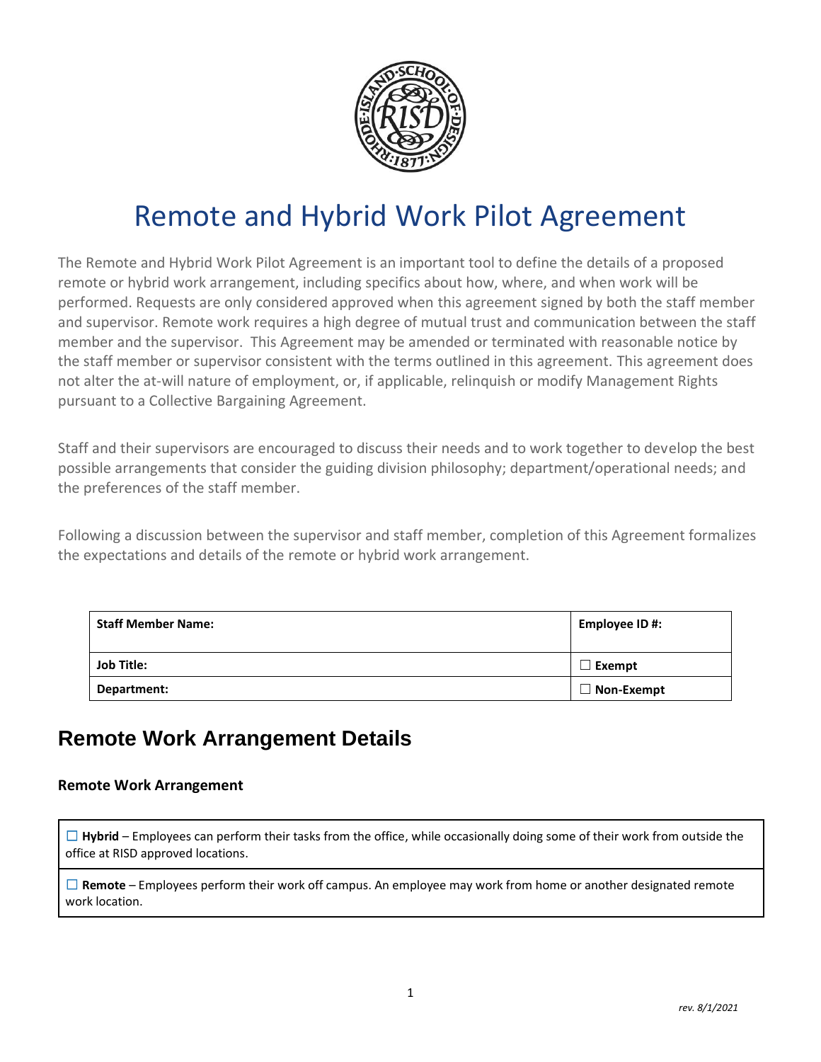# Remote and Hybrid Work Pilot Agreement

The Remote and Hybrid Work Pilot Agreement is an important tool to define the details of a proposed remote or hybrid work arrangement, including specifics about how, where, and when work will be performed. Requests are only considered approved when this agreement signed by both the staff member and supervisor. Remote work requires a high degree of mutual trust and communication between the staff member and the supervisor. This Agreement may be amended or terminated with reasonable notice by the staff member or supervisor consistent with the terms outlined in this agreement. This agreement does not alter the at-will nature of employment, or, if applicable, relinquish or modify Management Rights pursuant to a Collective Bargaining Agreement.

Staff and their supervisors are encouraged to discuss their needs and to work together to develop the best possible arrangements that consider the guiding division philosophy; department/operational needs; and the preferences of the staff member.

Following a discussion between the supervisor and staff member, completion of this Agreement formalizes the expectations and details of the remote or hybrid work arrangement.

| **Staff Member Name:** | **Employee ID #:** |
|---|---|
| **Job Title:** | ☐ **Exempt** |
| **Department:** | ☐ **Non-Exempt** |

## Remote Work Arrangement Details

### Remote Work Arrangement

☐ **Hybrid** – Employees can perform their tasks from the office, while occasionally doing some of their work from outside the office at RISD approved locations.

☐ **Remote** – Employees perform their work off campus. An employee may work from home or another designated remote work location.

*rev. 8/1/2021*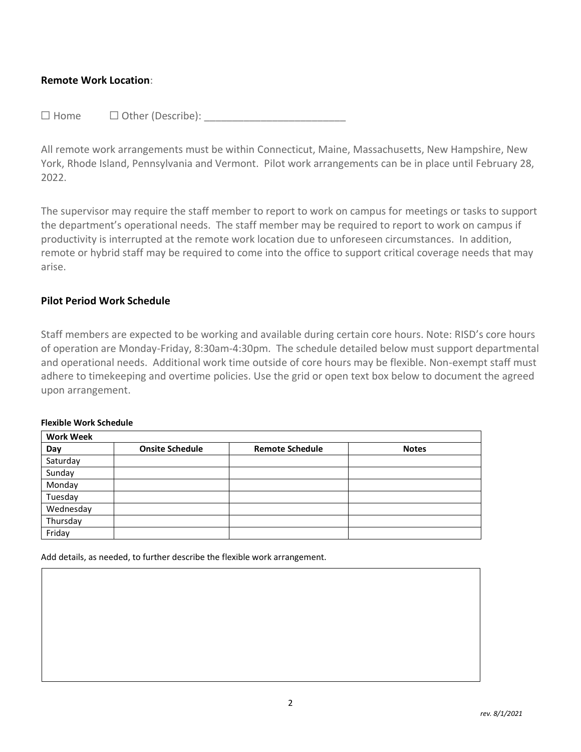**Remote Work Location**:

☐ Home ☐ Other (Describe): _________________________

All remote work arrangements must be within Connecticut, Maine, Massachusetts, New Hampshire, New York, Rhode Island, Pennsylvania and Vermont. Pilot work arrangements can be in place until February 28, 2022.

The supervisor may require the staff member to report to work on campus for meetings or tasks to support the department's operational needs. The staff member may be required to report to work on campus if productivity is interrupted at the remote work location due to unforeseen circumstances. In addition, remote or hybrid staff may be required to come into the office to support critical coverage needs that may arise.

**Pilot Period Work Schedule**

Staff members are expected to be working and available during certain core hours. Note: RISD's core hours of operation are Monday-Friday, 8:30am-4:30pm. The schedule detailed below must support departmental and operational needs. Additional work time outside of core hours may be flexible. Non-exempt staff must adhere to timekeeping and overtime policies. Use the grid or open text box below to document the agreed upon arrangement.

**Flexible Work Schedule**

| **Work Week** | | | |
|---|---|---|---|
| **Day** | **Onsite Schedule** | **Remote Schedule** | **Notes** |
| Saturday | | | |
| Sunday | | | |
| Monday | | | |
| Tuesday | | | |
| Wednesday | | | |
| Thursday | | | |
| Friday | | | |

Add details, as needed, to further describe the flexible work arrangement.

*rev. 8/1/2021*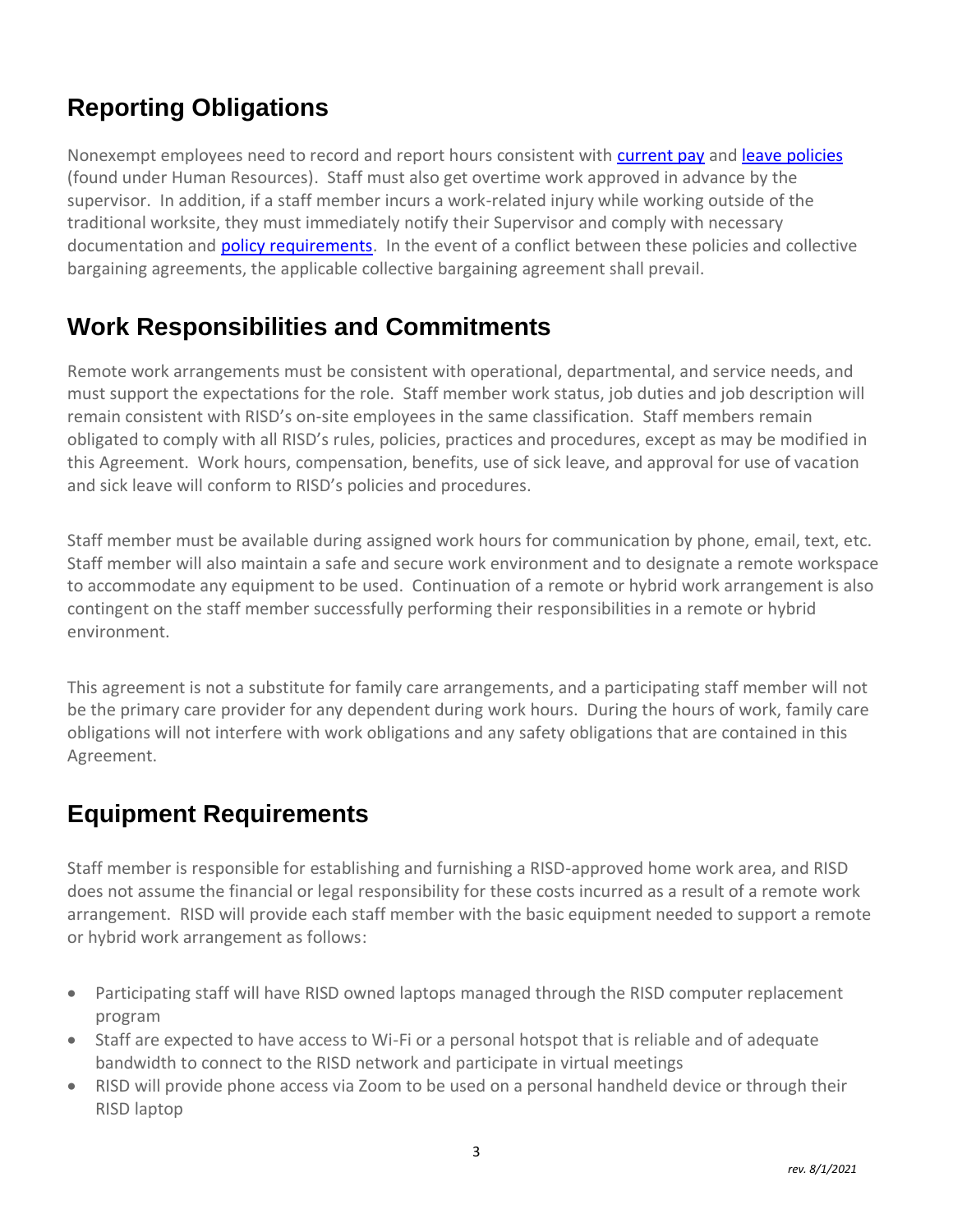## Reporting Obligations

Nonexempt employees need to record and report hours consistent with [current pay] and [leave policies] (found under Human Resources). Staff must also get overtime work approved in advance by the supervisor. In addition, if a staff member incurs a work-related injury while working outside of the traditional worksite, they must immediately notify their Supervisor and comply with necessary documentation and [policy requirements]. In the event of a conflict between these policies and collective bargaining agreements, the applicable collective bargaining agreement shall prevail.

## Work Responsibilities and Commitments

Remote work arrangements must be consistent with operational, departmental, and service needs, and must support the expectations for the role. Staff member work status, job duties and job description will remain consistent with RISD's on-site employees in the same classification. Staff members remain obligated to comply with all RISD's rules, policies, practices and procedures, except as may be modified in this Agreement. Work hours, compensation, benefits, use of sick leave, and approval for use of vacation and sick leave will conform to RISD's policies and procedures.

Staff member must be available during assigned work hours for communication by phone, email, text, etc. Staff member will also maintain a safe and secure work environment and to designate a remote workspace to accommodate any equipment to be used. Continuation of a remote or hybrid work arrangement is also contingent on the staff member successfully performing their responsibilities in a remote or hybrid environment.

This agreement is not a substitute for family care arrangements, and a participating staff member will not be the primary care provider for any dependent during work hours. During the hours of work, family care obligations will not interfere with work obligations and any safety obligations that are contained in this Agreement.

## Equipment Requirements

Staff member is responsible for establishing and furnishing a RISD-approved home work area, and RISD does not assume the financial or legal responsibility for these costs incurred as a result of a remote work arrangement. RISD will provide each staff member with the basic equipment needed to support a remote or hybrid work arrangement as follows:

- Participating staff will have RISD owned laptops managed through the RISD computer replacement program
- Staff are expected to have access to Wi-Fi or a personal hotspot that is reliable and of adequate bandwidth to connect to the RISD network and participate in virtual meetings
- RISD will provide phone access via Zoom to be used on a personal handheld device or through their RISD laptop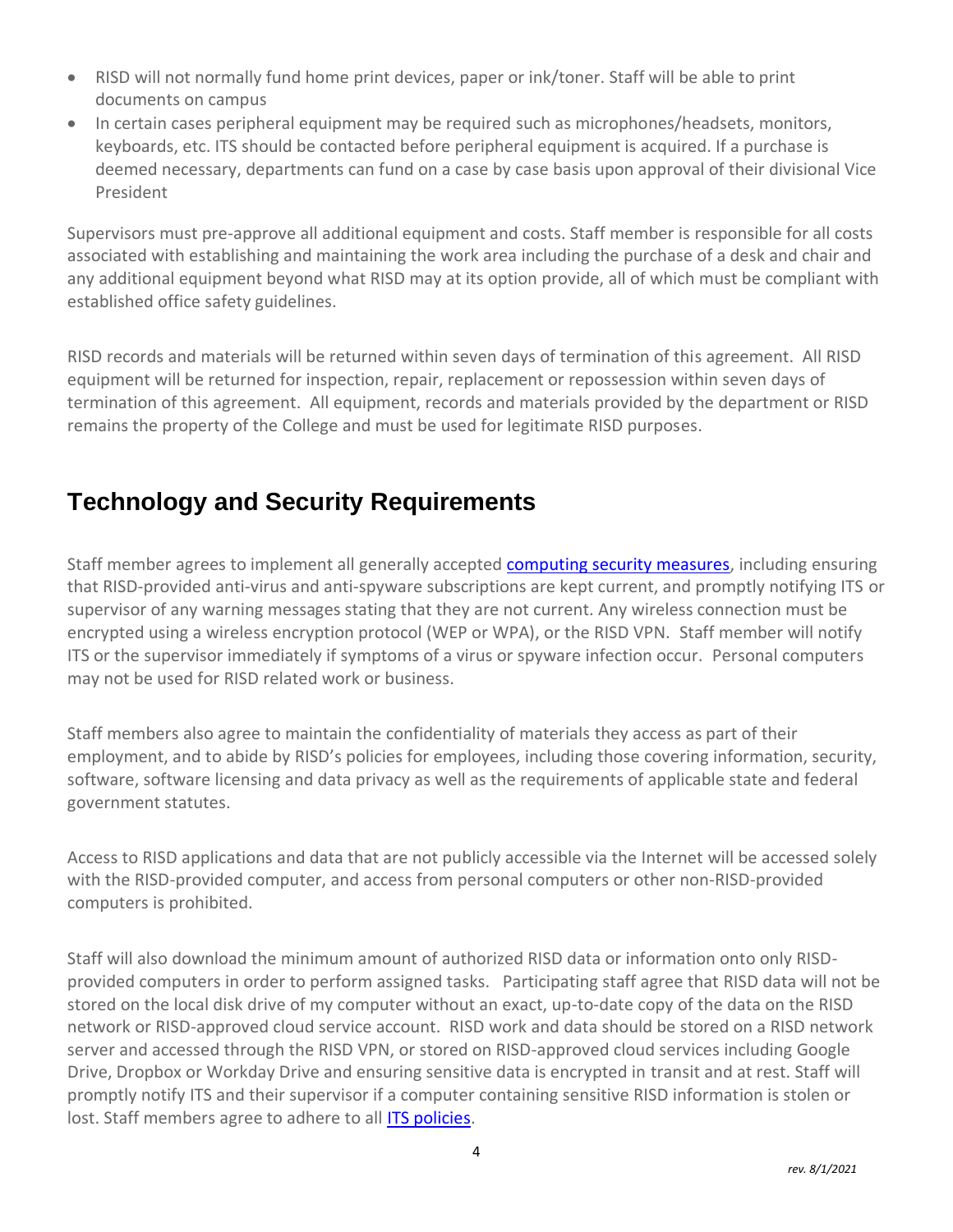- RISD will not normally fund home print devices, paper or ink/toner. Staff will be able to print documents on campus
- In certain cases peripheral equipment may be required such as microphones/headsets, monitors, keyboards, etc. ITS should be contacted before peripheral equipment is acquired. If a purchase is deemed necessary, departments can fund on a case by case basis upon approval of their divisional Vice President

Supervisors must pre-approve all additional equipment and costs. Staff member is responsible for all costs associated with establishing and maintaining the work area including the purchase of a desk and chair and any additional equipment beyond what RISD may at its option provide, all of which must be compliant with established office safety guidelines.

RISD records and materials will be returned within seven days of termination of this agreement. All RISD equipment will be returned for inspection, repair, replacement or repossession within seven days of termination of this agreement. All equipment, records and materials provided by the department or RISD remains the property of the College and must be used for legitimate RISD purposes.

## Technology and Security Requirements

Staff member agrees to implement all generally accepted computing security measures, including ensuring that RISD-provided anti-virus and anti-spyware subscriptions are kept current, and promptly notifying ITS or supervisor of any warning messages stating that they are not current. Any wireless connection must be encrypted using a wireless encryption protocol (WEP or WPA), or the RISD VPN. Staff member will notify ITS or the supervisor immediately if symptoms of a virus or spyware infection occur. Personal computers may not be used for RISD related work or business.

Staff members also agree to maintain the confidentiality of materials they access as part of their employment, and to abide by RISD's policies for employees, including those covering information, security, software, software licensing and data privacy as well as the requirements of applicable state and federal government statutes.

Access to RISD applications and data that are not publicly accessible via the Internet will be accessed solely with the RISD-provided computer, and access from personal computers or other non-RISD-provided computers is prohibited.

Staff will also download the minimum amount of authorized RISD data or information onto only RISD-provided computers in order to perform assigned tasks. Participating staff agree that RISD data will not be stored on the local disk drive of my computer without an exact, up-to-date copy of the data on the RISD network or RISD-approved cloud service account. RISD work and data should be stored on a RISD network server and accessed through the RISD VPN, or stored on RISD-approved cloud services including Google Drive, Dropbox or Workday Drive and ensuring sensitive data is encrypted in transit and at rest. Staff will promptly notify ITS and their supervisor if a computer containing sensitive RISD information is stolen or lost. Staff members agree to adhere to all ITS policies.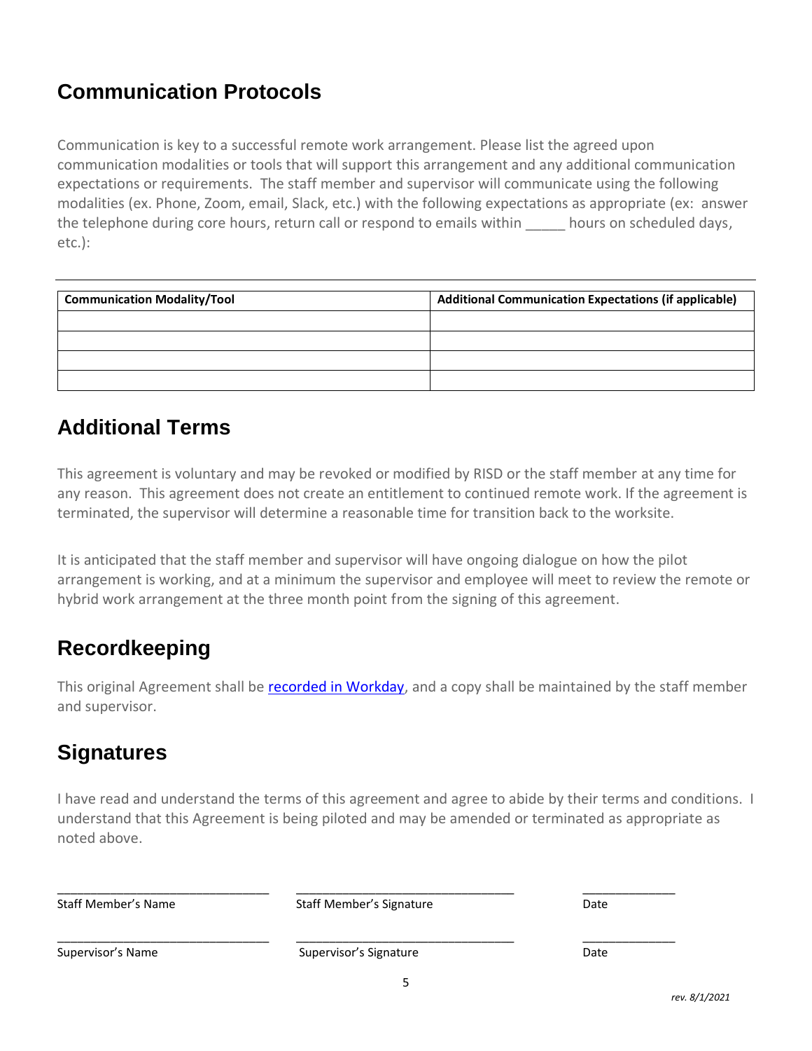## Communication Protocols

Communication is key to a successful remote work arrangement. Please list the agreed upon communication modalities or tools that will support this arrangement and any additional communication expectations or requirements. The staff member and supervisor will communicate using the following modalities (ex. Phone, Zoom, email, Slack, etc.) with the following expectations as appropriate (ex: answer the telephone during core hours, return call or respond to emails within _____ hours on scheduled days, etc.):

| Communication Modality/Tool | Additional Communication Expectations (if applicable) |
|---|---|
| | |
| | |
| | |
| | |

## Additional Terms

This agreement is voluntary and may be revoked or modified by RISD or the staff member at any time for any reason. This agreement does not create an entitlement to continued remote work. If the agreement is terminated, the supervisor will determine a reasonable time for transition back to the worksite.

It is anticipated that the staff member and supervisor will have ongoing dialogue on how the pilot arrangement is working, and at a minimum the supervisor and employee will meet to review the remote or hybrid work arrangement at the three month point from the signing of this agreement.

## Recordkeeping

This original Agreement shall be [recorded in Workday](), and a copy shall be maintained by the staff member and supervisor.

## Signatures

I have read and understand the terms of this agreement and agree to abide by their terms and conditions. I understand that this Agreement is being piloted and may be amended or terminated as appropriate as noted above.

_______________________________ &nbsp;&nbsp; _______________________________ &nbsp;&nbsp; ______________
Staff Member's Name &nbsp;&nbsp; Staff Member's Signature &nbsp;&nbsp; Date

_______________________________ &nbsp;&nbsp; _______________________________ &nbsp;&nbsp; ______________
Supervisor's Name &nbsp;&nbsp; Supervisor's Signature &nbsp;&nbsp; Date

*rev. 8/1/2021*